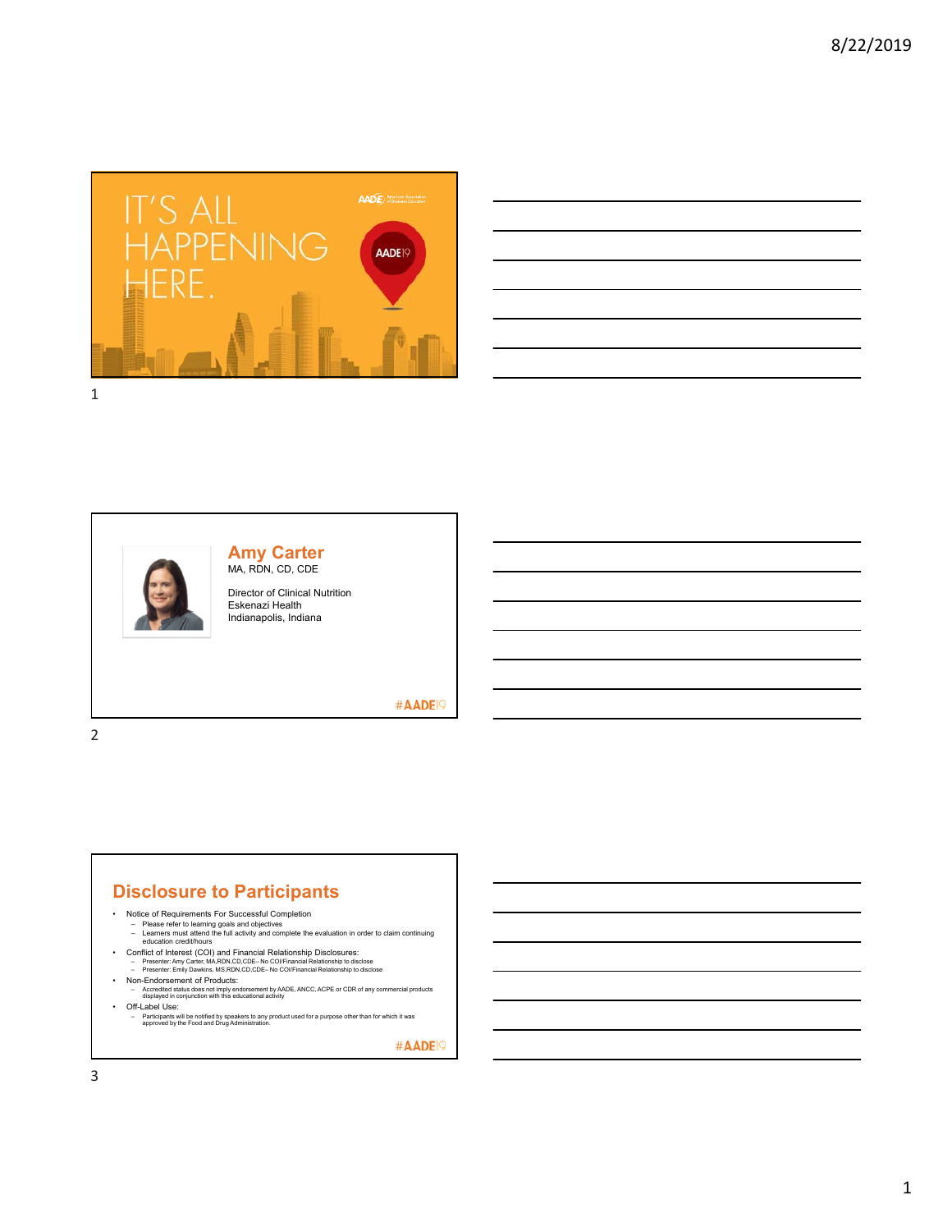IT'S ALL HAPPENING HERE.

AADE19

## Amy Carter

MA, RDN, CD, CDE

Director of Clinical Nutrition
Eskenazi Health
Indianapolis, Indiana

#AADE19

## Disclosure to Participants

- Notice of Requirements For Successful Completion
  - Please refer to learning goals and objectives
  - Learners must attend the full activity and complete the evaluation in order to claim continuing education credit/hours
- Conflict of Interest (COI) and Financial Relationship Disclosures:
  - Presenter: Amy Carter, MA,RDN,CD,CDE– No COI/Financial Relationship to disclose
  - Presenter: Emily Dawkins, MS,RDN,CD,CDE– No COI/Financial Relationship to disclose
- Non-Endorsement of Products:
  - Accredited status does not imply endorsement by AADE, ANCC, ACPE or CDR of any commercial products displayed in conjunction with this educational activity
- Off-Label Use:
  - Participants will be notified by speakers to any product used for a purpose other than for which it was approved by the Food and Drug Administration.

#AADE19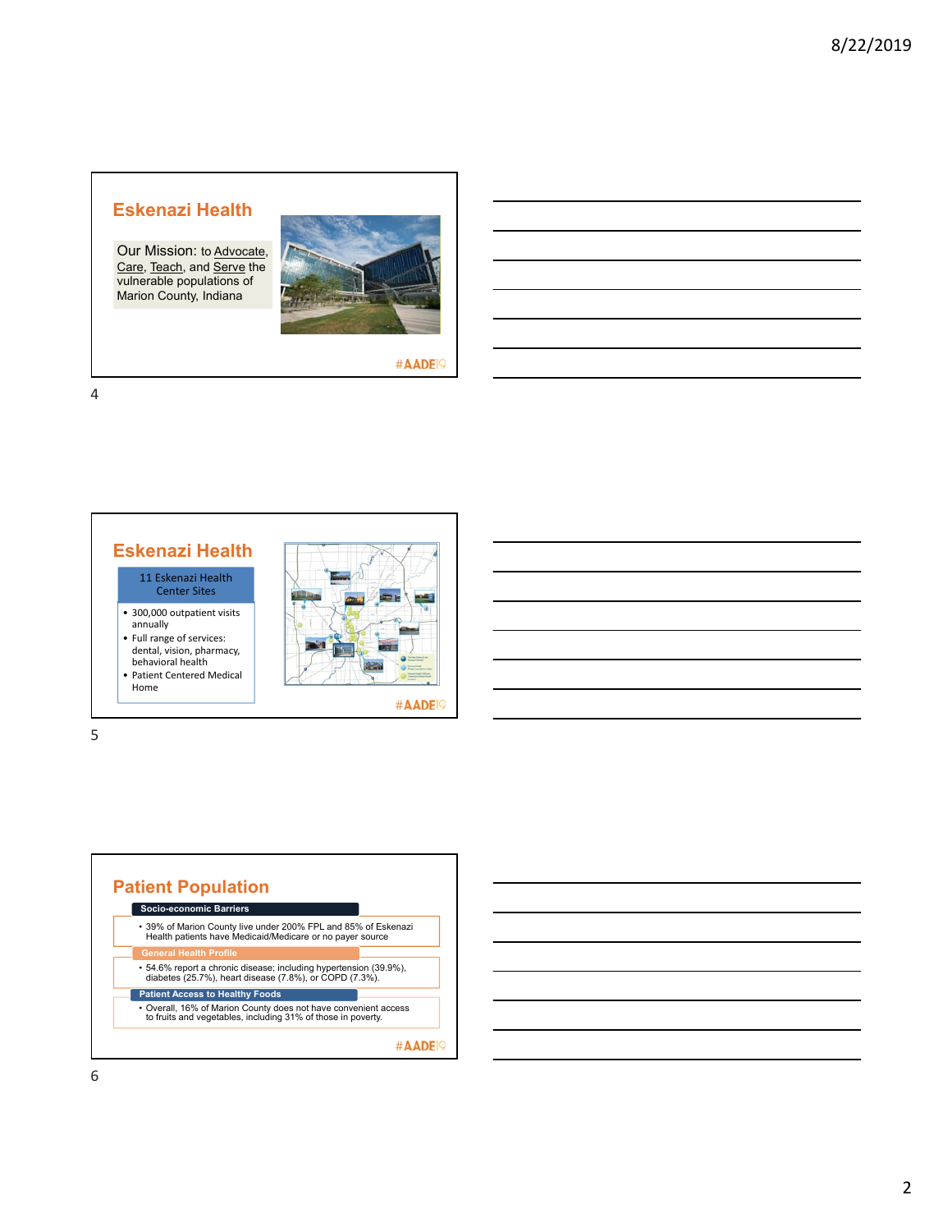## Eskenazi Health

Our Mission: to Advocate, Care, Teach, and Serve the vulnerable populations of Marion County, Indiana

#AADE19

## Eskenazi Health

11 Eskenazi Health Center Sites

- 300,000 outpatient visits annually
- Full range of services: dental, vision, pharmacy, behavioral health
- Patient Centered Medical Home

#AADE19

## Patient Population

**Socio-economic Barriers**

- 39% of Marion County live under 200% FPL and 85% of Eskenazi Health patients have Medicaid/Medicare or no payer source

**General Health Profile**

- 54.6% report a chronic disease; including hypertension (39.9%), diabetes (25.7%), heart disease (7.8%), or COPD (7.3%).

**Patient Access to Healthy Foods**

- Overall, 16% of Marion County does not have convenient access to fruits and vegetables, including 31% of those in poverty.

#AADE19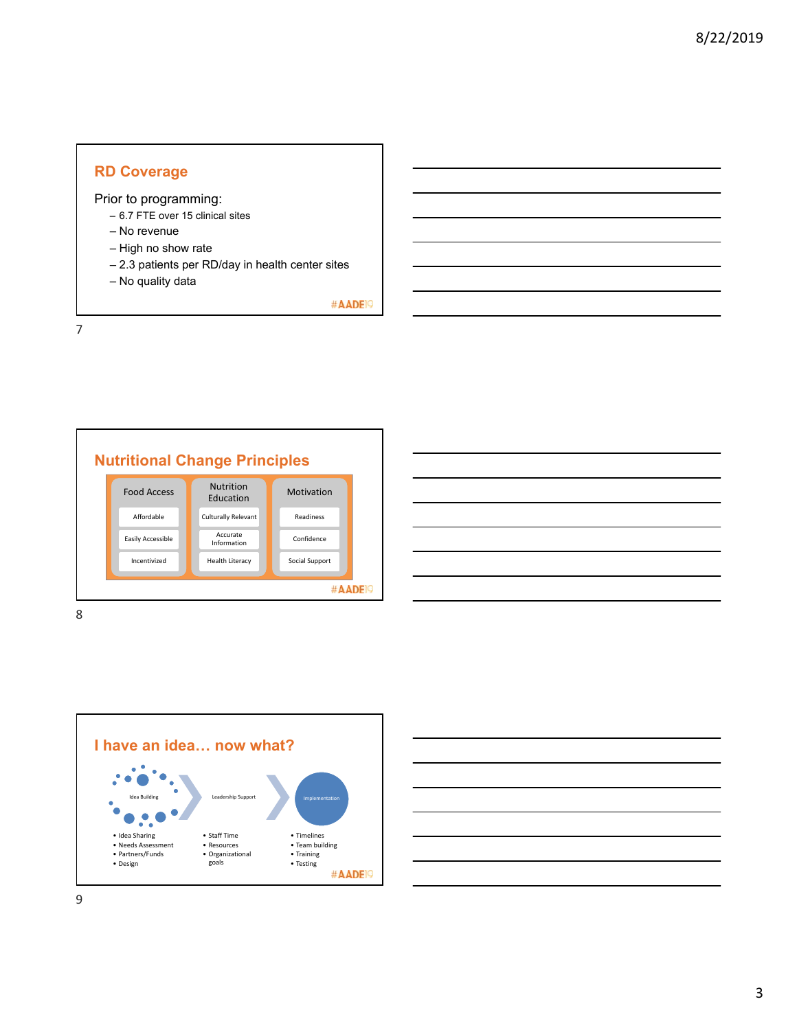## RD Coverage

Prior to programming:

- 6.7 FTE over 15 clinical sites
- No revenue
- High no show rate
- 2.3 patients per RD/day in health center sites
- No quality data

#AADE19

## Nutritional Change Principles

| Food Access | Nutrition Education | Motivation |
|---|---|---|
| Affordable | Culturally Relevant | Readiness |
| Easily Accessible | Accurate Information | Confidence |
| Incentivized | Health Literacy | Social Support |

#AADE19

## I have an idea… now what?

Idea Building

- Idea Sharing
- Needs Assessment
- Partners/Funds
- Design

Leadership Support

- Staff Time
- Resources
- Organizational goals

Implementation

- Timelines
- Team building
- Training
- Testing

#AADE19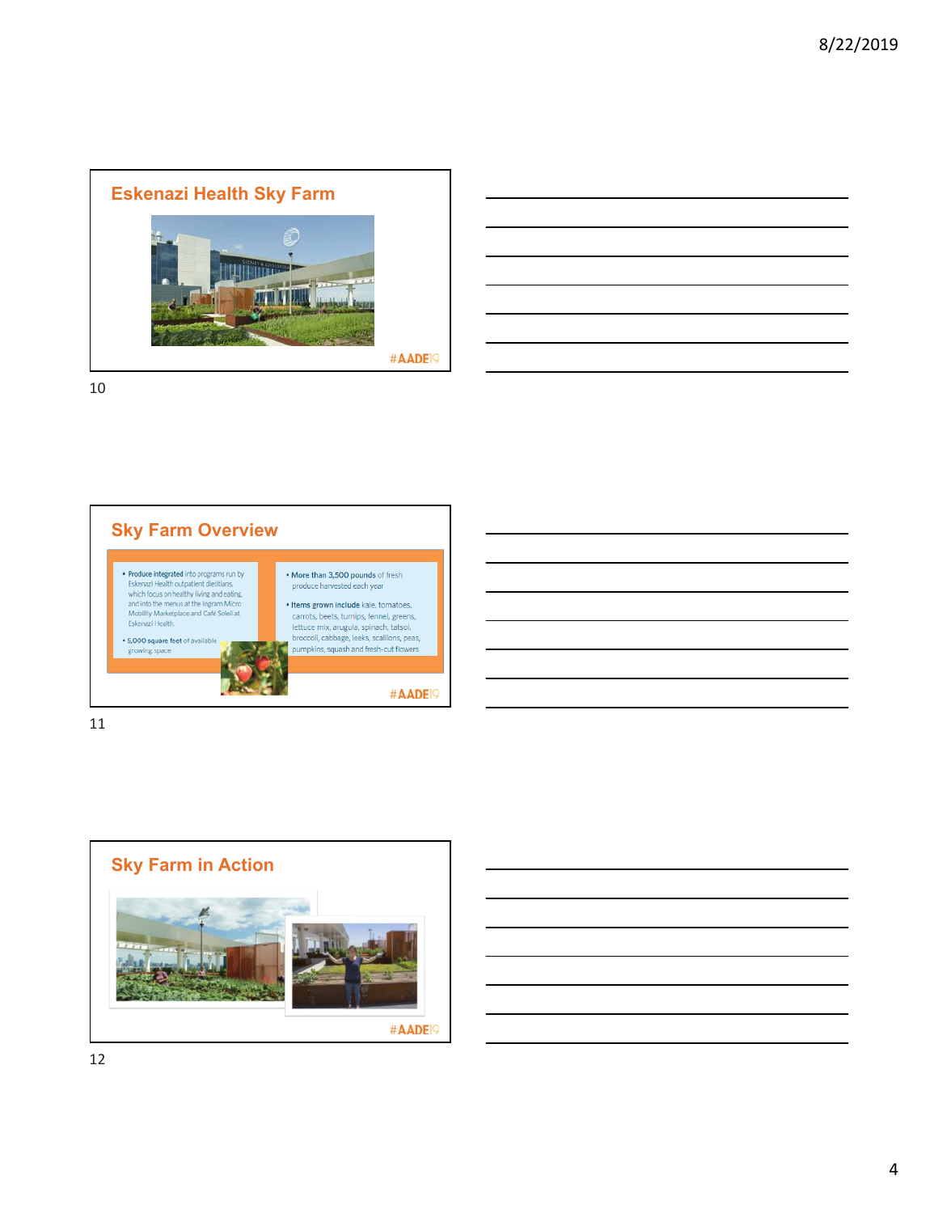## Eskenazi Health Sky Farm

#AADE19

## Sky Farm Overview

- **Produce integrated** into programs run by Eskenazi Health outpatient dietitians, which focus on healthy living and eating, and into the menus at the Ingram Micro Mobility Marketplace and Café Soleil at Eskenazi Health.
- **5,000 square feet** of available growing space
- **More than 3,500 pounds** of fresh produce harvested each year
- **Items grown include** kale, tomatoes, carrots, beets, turnips, fennel, greens, lettuce mix, arugula, spinach, tatsoi, broccoli, cabbage, leeks, scallions, peas, pumpkins, squash and fresh-cut flowers

#AADE19

## Sky Farm in Action

#AADE19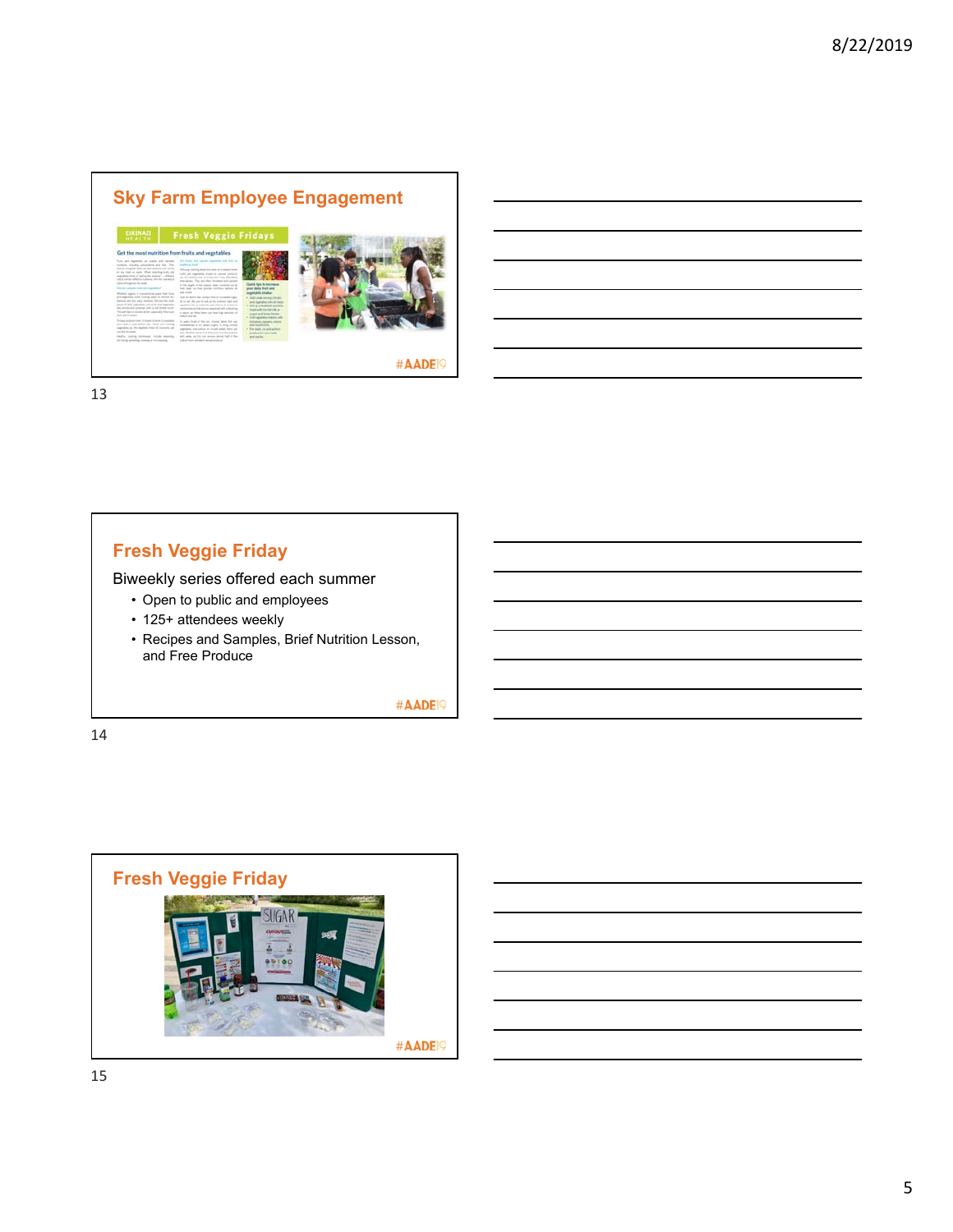## Sky Farm Employee Engagement

#AADE19

## Fresh Veggie Friday

Biweekly series offered each summer

- Open to public and employees
- 125+ attendees weekly
- Recipes and Samples, Brief Nutrition Lesson, and Free Produce

#AADE19

## Fresh Veggie Friday

#AADE19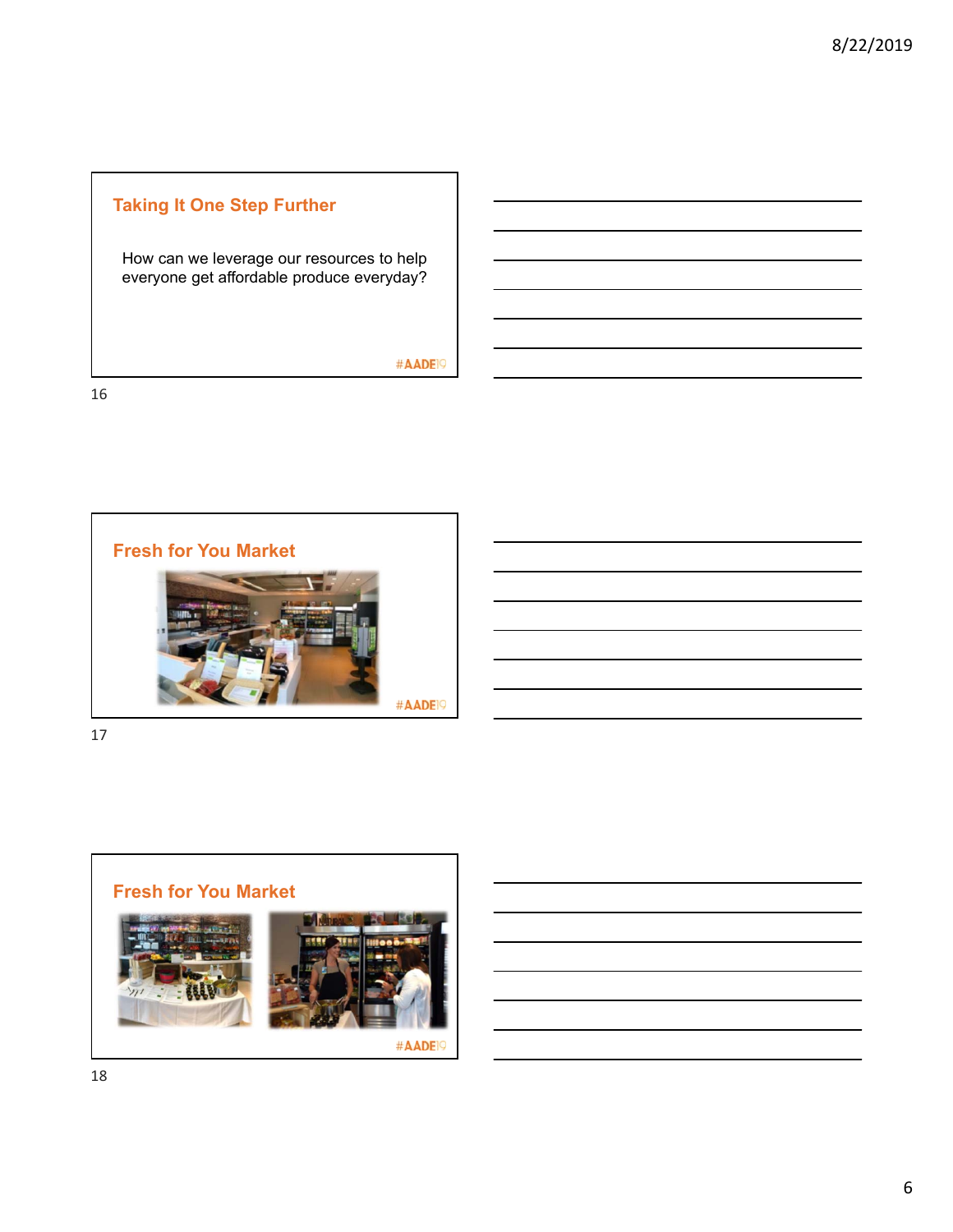## Taking It One Step Further

How can we leverage our resources to help everyone get affordable produce everyday?

#AADE19

## Fresh for You Market

#AADE19

## Fresh for You Market

#AADE19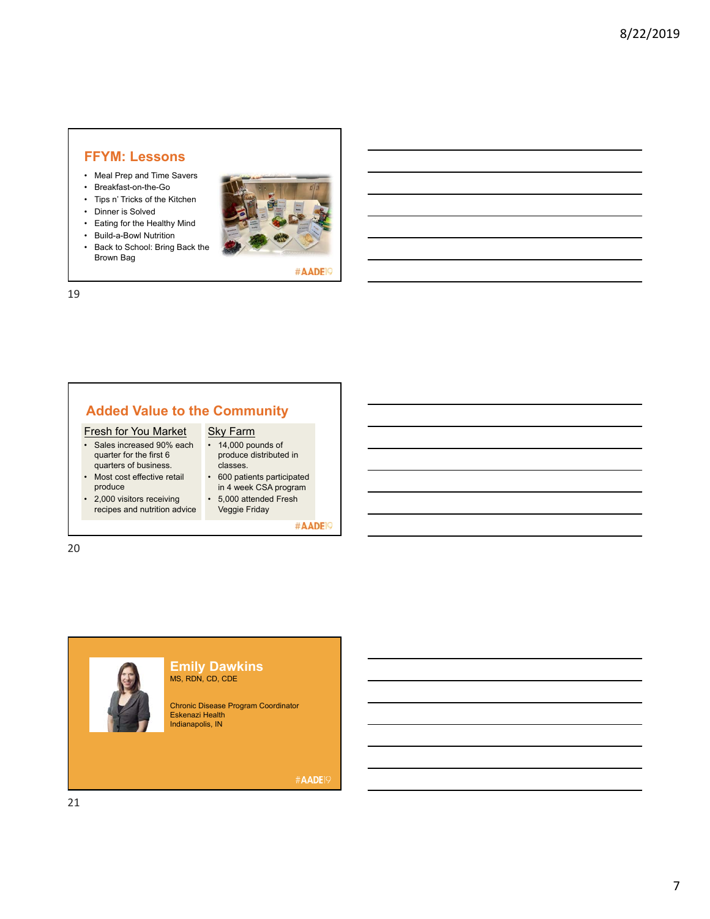## FFYM: Lessons

- Meal Prep and Time Savers
- Breakfast-on-the-Go
- Tips n' Tricks of the Kitchen
- Dinner is Solved
- Eating for the Healthy Mind
- Build-a-Bowl Nutrition
- Back to School: Bring Back the Brown Bag

#AADE19

## Added Value to the Community

**Fresh for You Market**

- Sales increased 90% each quarter for the first 6 quarters of business.
- Most cost effective retail produce
- 2,000 visitors receiving recipes and nutrition advice

**Sky Farm**

- 14,000 pounds of produce distributed in classes.
- 600 patients participated in 4 week CSA program
- 5,000 attended Fresh Veggie Friday

#AADE19

## Emily Dawkins

MS, RDN, CD, CDE

Chronic Disease Program Coordinator
Eskenazi Health
Indianapolis, IN

#AADE19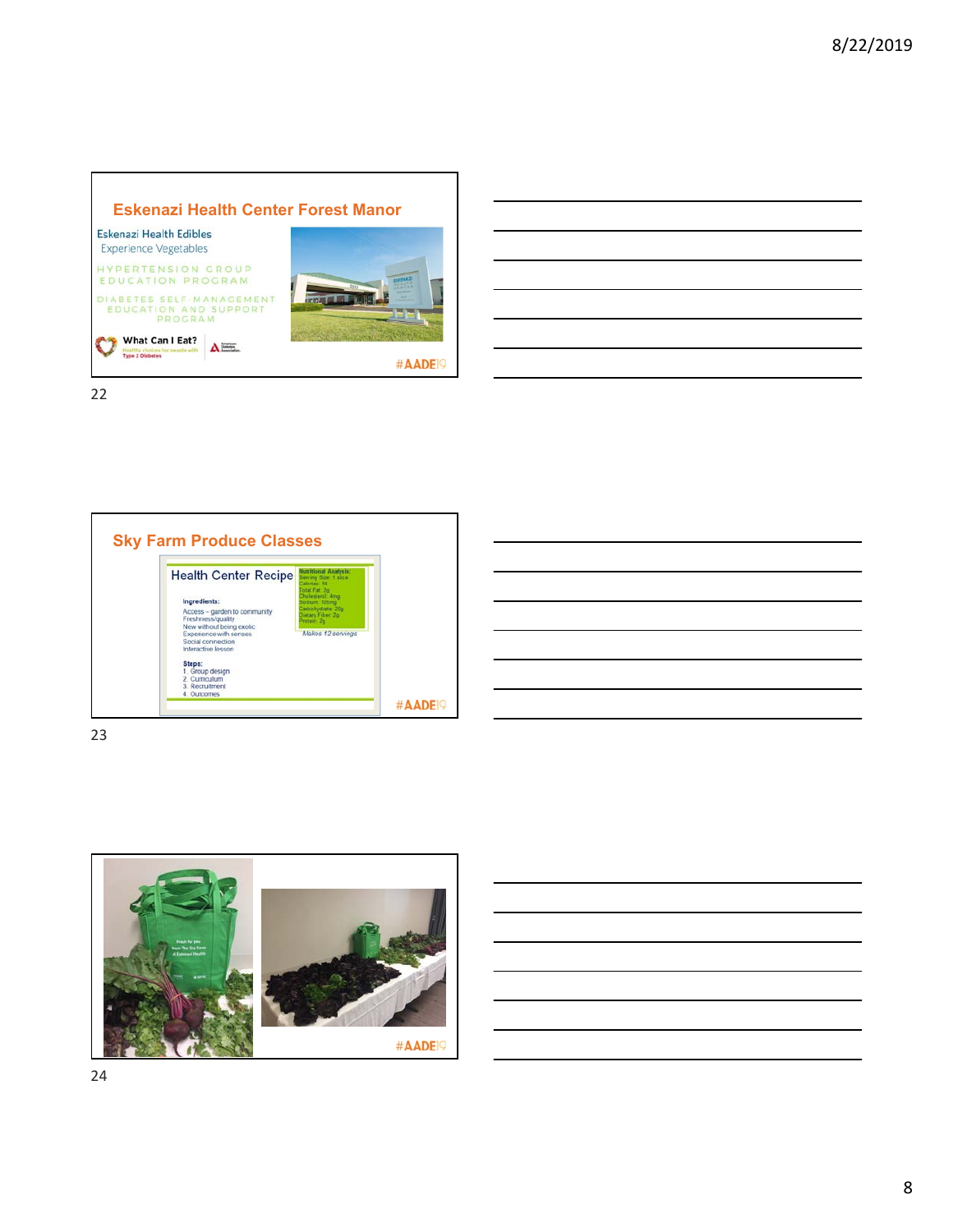## Eskenazi Health Center Forest Manor

Eskenazi Health Edibles
Experience Vegetables

HYPERTENSION GROUP EDUCATION PROGRAM

DIABETES SELF-MANAGEMENT EDUCATION AND SUPPORT PROGRAM

What Can I Eat? Healthy choices for people with Type 2 Diabetes

#AADE19

## Sky Farm Produce Classes

Health Center Recipe

Ingredients:
Access – garden to community
Freshness/quality
New without being exotic
Experience with senses
Social connection
Interactive lesson

Steps:
1. Group design
2. Curriculum
3. Recruitment
4. Outcomes

Nutritional Analysis:
Serving Size: 1 slice
Calories: 94
Total Fat: 2g
Cholesterol: 4mg
Sodium: 100mg
Carbohydrate: 20g
Dietary Fiber: 2g
Protein: 2g

*Makes 12 servings*

#AADE19

#AADE19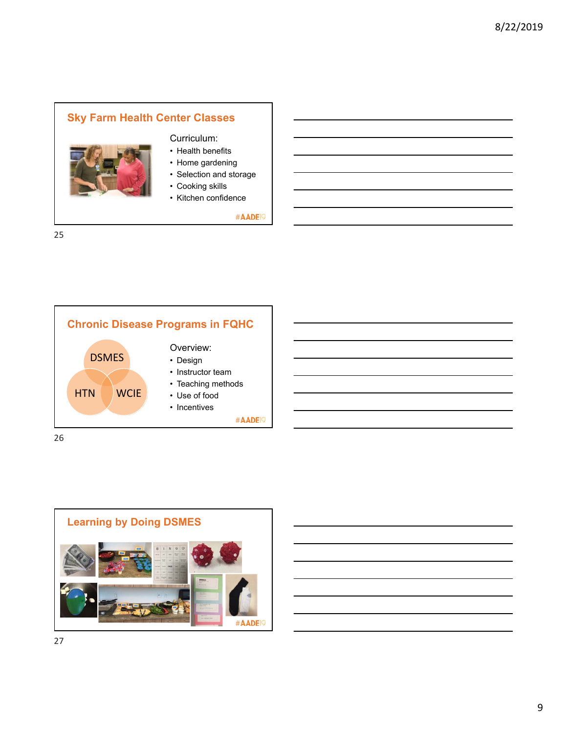## Sky Farm Health Center Classes

Curriculum:
- Health benefits
- Home gardening
- Selection and storage
- Cooking skills
- Kitchen confidence

#AADE19

## Chronic Disease Programs in FQHC

DSMES

HTN

WCIE

Overview:
- Design
- Instructor team
- Teaching methods
- Use of food
- Incentives

#AADE19

## Learning by Doing DSMES

#AADE19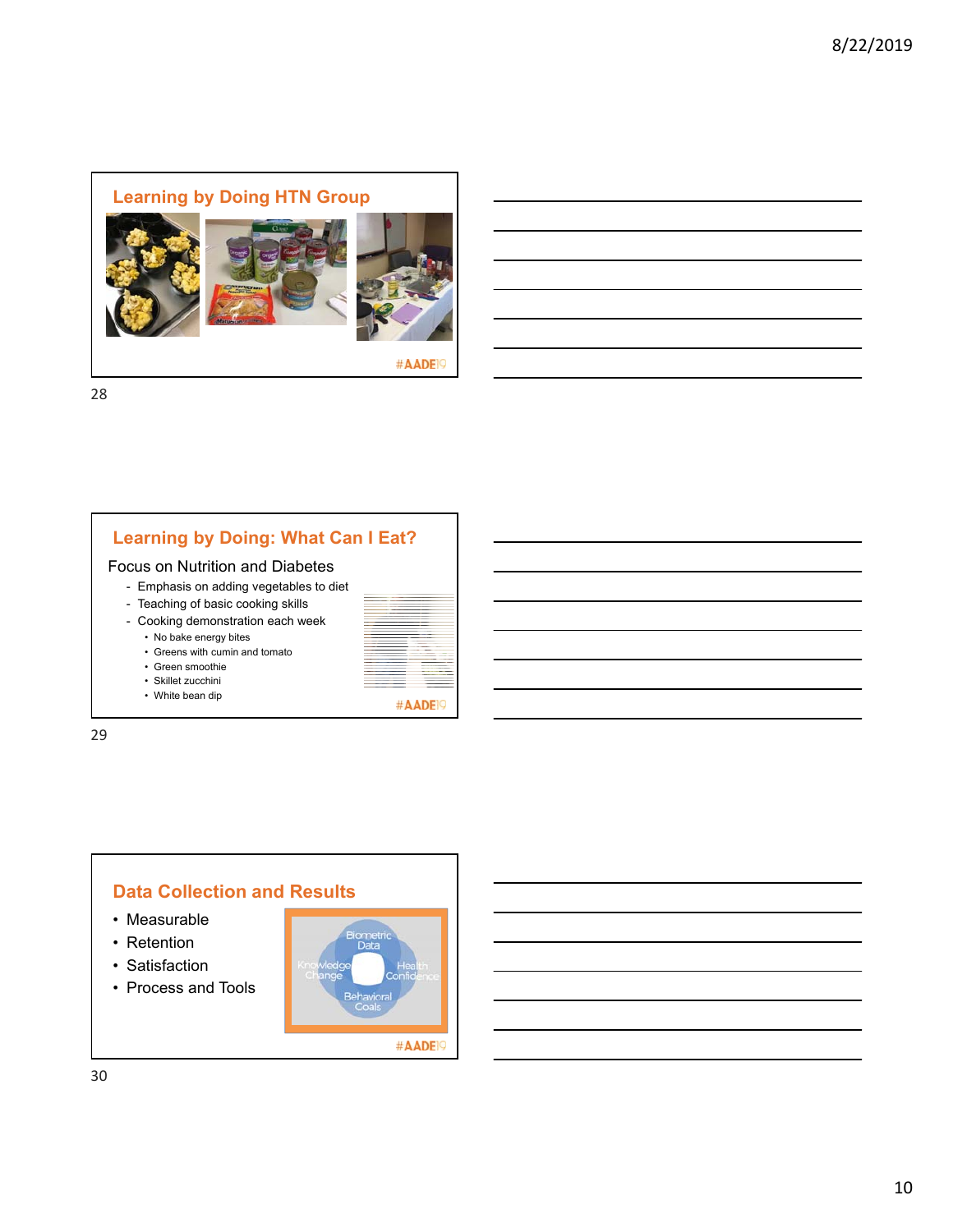## Learning by Doing HTN Group

#AADE19

## Learning by Doing: What Can I Eat?

Focus on Nutrition and Diabetes

- Emphasis on adding vegetables to diet
- Teaching of basic cooking skills
- Cooking demonstration each week
  - No bake energy bites
  - Greens with cumin and tomato
  - Green smoothie
  - Skillet zucchini
  - White bean dip

#AADE19

## Data Collection and Results

- Measurable
- Retention
- Satisfaction
- Process and Tools

Biometric Data

Knowledge Change

Health Confidence

Behavioral Goals

#AADE19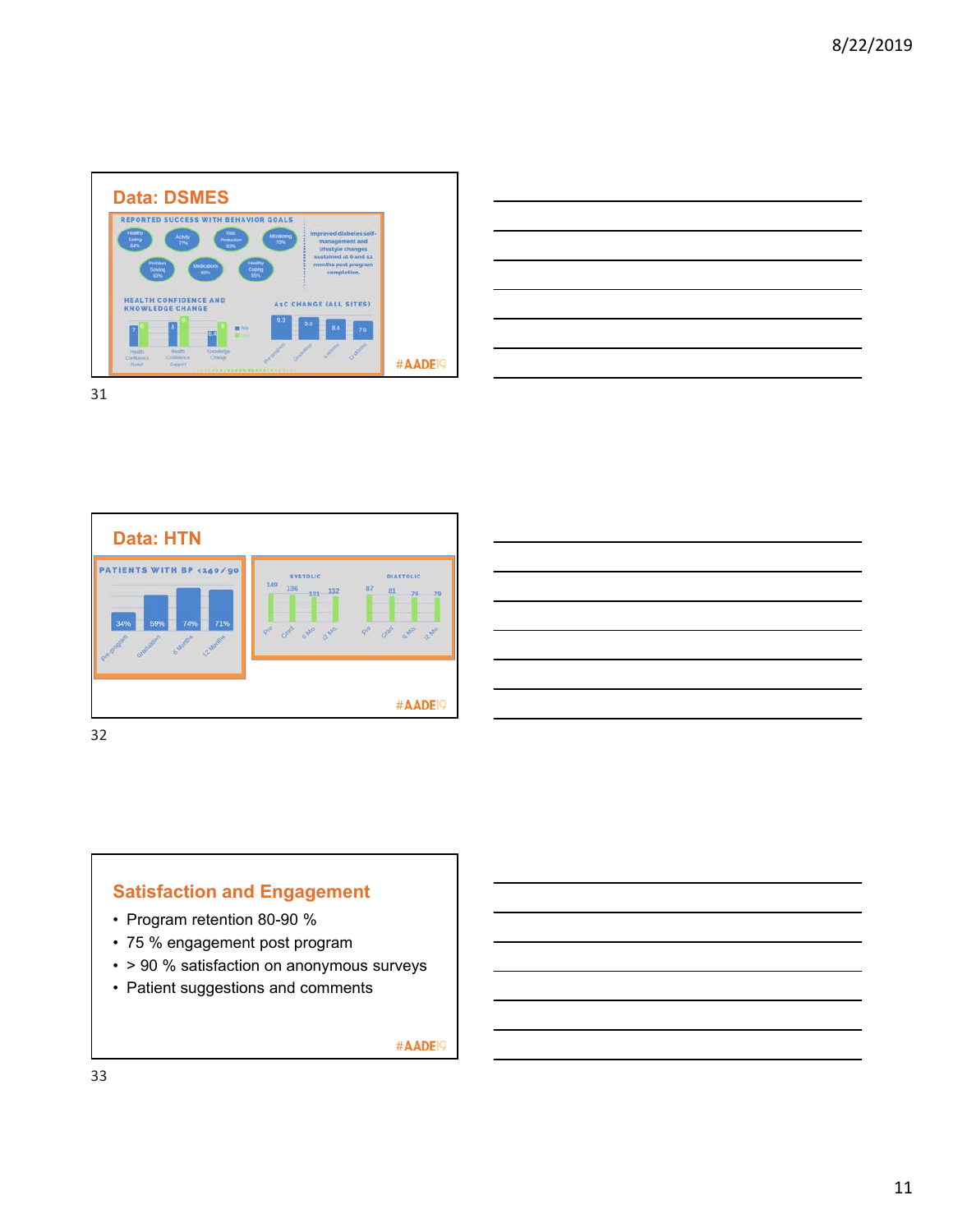## Data: DSMES

REPORTED SUCCESS WITH BEHAVIOR GOALS

Healthy Eating 84%

Activity 77%

Risk Reduction 93%

Monitoring 70%

Problem Solving 83%

Medications 80%

Healthy Coping 85%

Improved diabetes self-management and lifestyle changes sustained at 6 and 12 months post program completion.

HEALTH CONFIDENCE AND KNOWLEDGE CHANGE

7 8 8 9 6.4 8

Health Confidence Belief

Health Confidence Support

Knowledge Change

Pre

Post

A1C CHANGE (ALL SITES)

9.3 9.0 8.4 7.9

Pre-program

Graduation

6 Months

12 Months

#AADE19

## Data: HTN

PATIENTS WITH BP <140/90

34% 59% 74% 71%

Pre-program

Graduation

6 Months

12 Months

SYSTOLIC

149 136 131 132

Pre

Grad

6 Mo

12 Mo

DIASTOLIC

87 81 76 79

Pre

Grad

6 Mo

12 Mo

#AADE19

## Satisfaction and Engagement

- Program retention 80-90 %
- 75 % engagement post program
- > 90 % satisfaction on anonymous surveys
- Patient suggestions and comments

#AADE19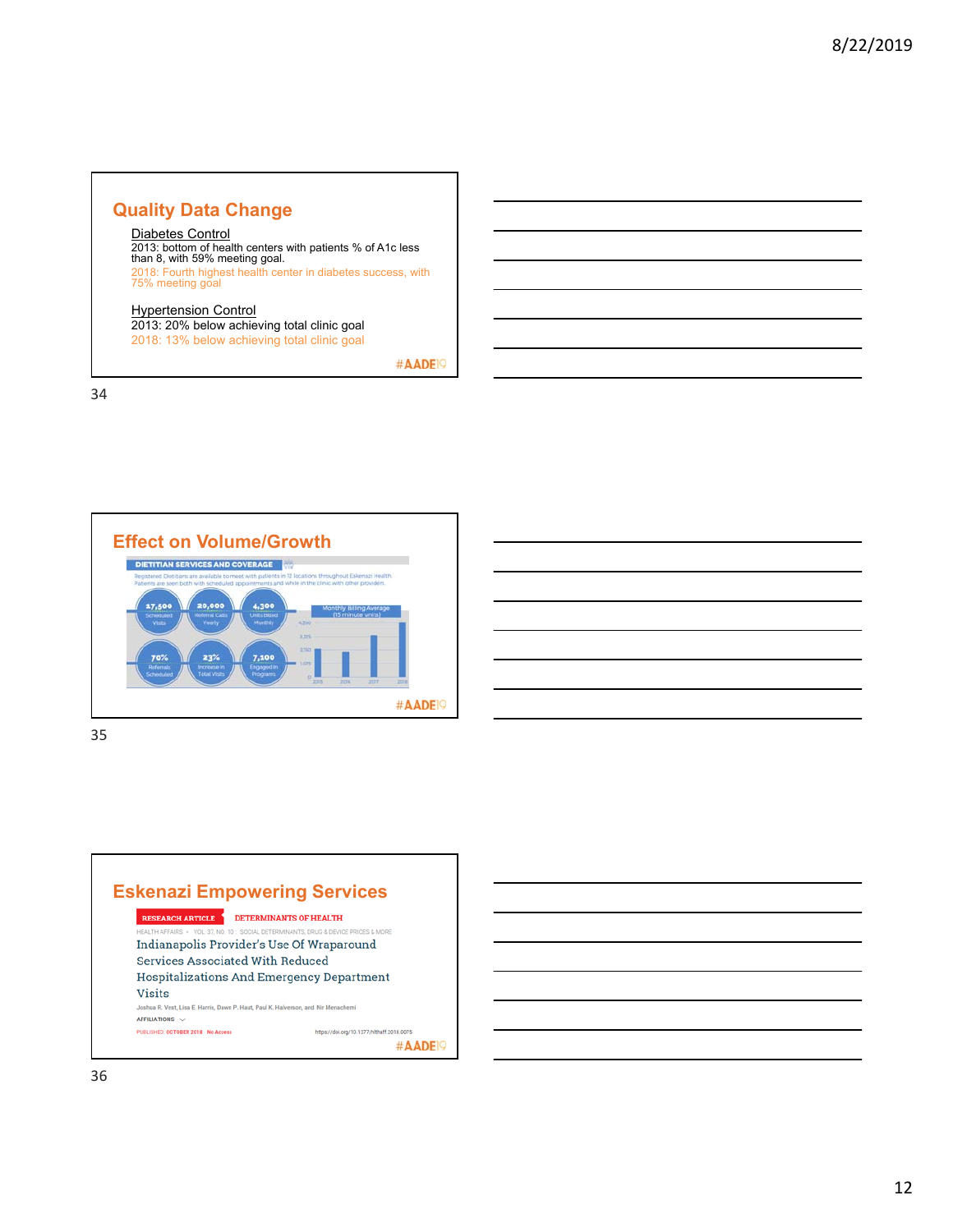## Quality Data Change

Diabetes Control

2013: bottom of health centers with patients % of A1c less than 8, with 59% meeting goal.

2018: Fourth highest health center in diabetes success, with 75% meeting goal

Hypertension Control

2013: 20% below achieving total clinic goal

2018: 13% below achieving total clinic goal

#AADE19

## Effect on Volume/Growth

DIETITIAN SERVICES AND COVERAGE

Registered Dietitians are available to meet with patients in 12 locations throughout Eskenazi Health. Patients are seen both with scheduled appointments and while in the clinic with other providers.

27,500 Scheduled Visits

20,000 Referral Calls Yearly

4,300 Units Billed Monthly

70% Referrals Scheduled

23% Increase in Total Visits

7,100 Engaged in Programs

Monthly Billing Average (15 minute units)

4,300
3,225
2,150
1,075
0

2015 2016 2017 2018

#AADE19

## Eskenazi Empowering Services

RESEARCH ARTICLE DETERMINANTS OF HEALTH

HEALTH AFFAIRS > VOL. 37, NO. 10 : SOCIAL DETERMINANTS, DRUG & DEVICE PRICES & MORE

Indianapolis Provider's Use Of Wraparound Services Associated With Reduced Hospitalizations And Emergency Department Visits

Joshua R. Vest, Lisa E. Harris, Dawn P. Haut, Paul K. Halverson, and Nir Menachemi

AFFILIATIONS

PUBLISHED: OCTOBER 2018 No Access

https://doi.org/10.1377/hlthaff.2018.0075

#AADE19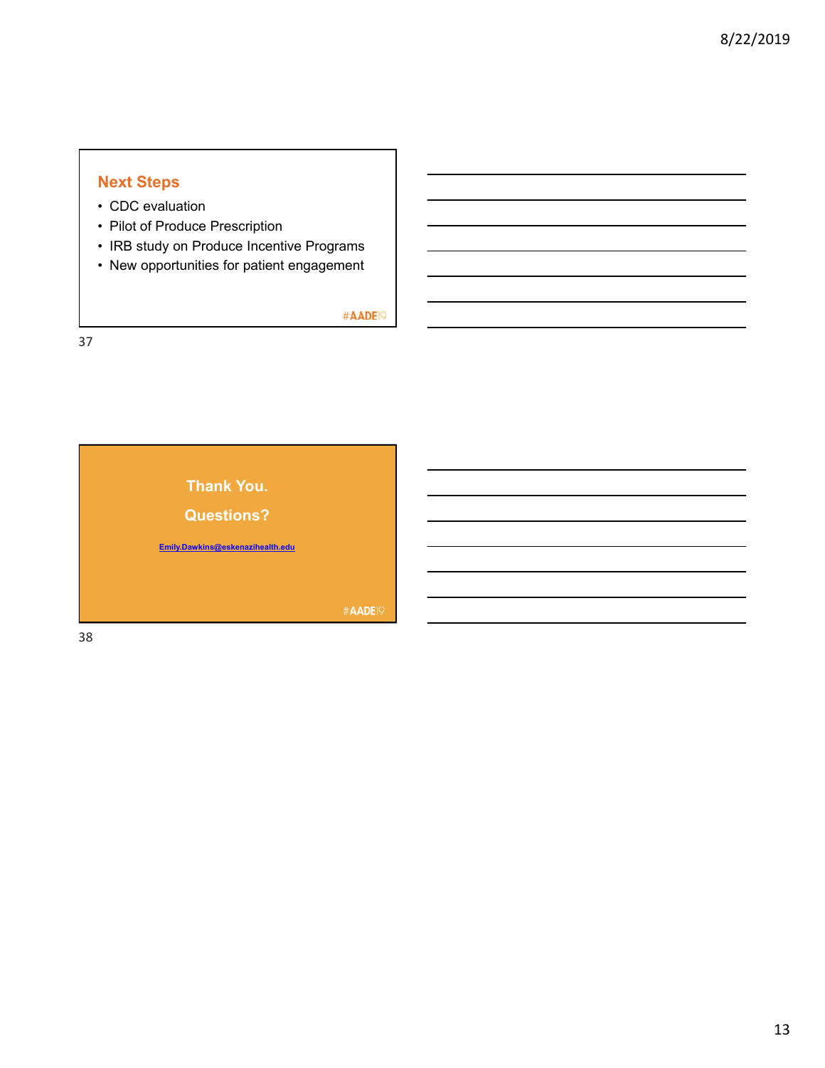## Next Steps

- CDC evaluation
- Pilot of Produce Prescription
- IRB study on Produce Incentive Programs
- New opportunities for patient engagement

#AADE19

**Thank You.**

**Questions?**

Emily.Dawkins@eskenazihealth.edu

#AADE19